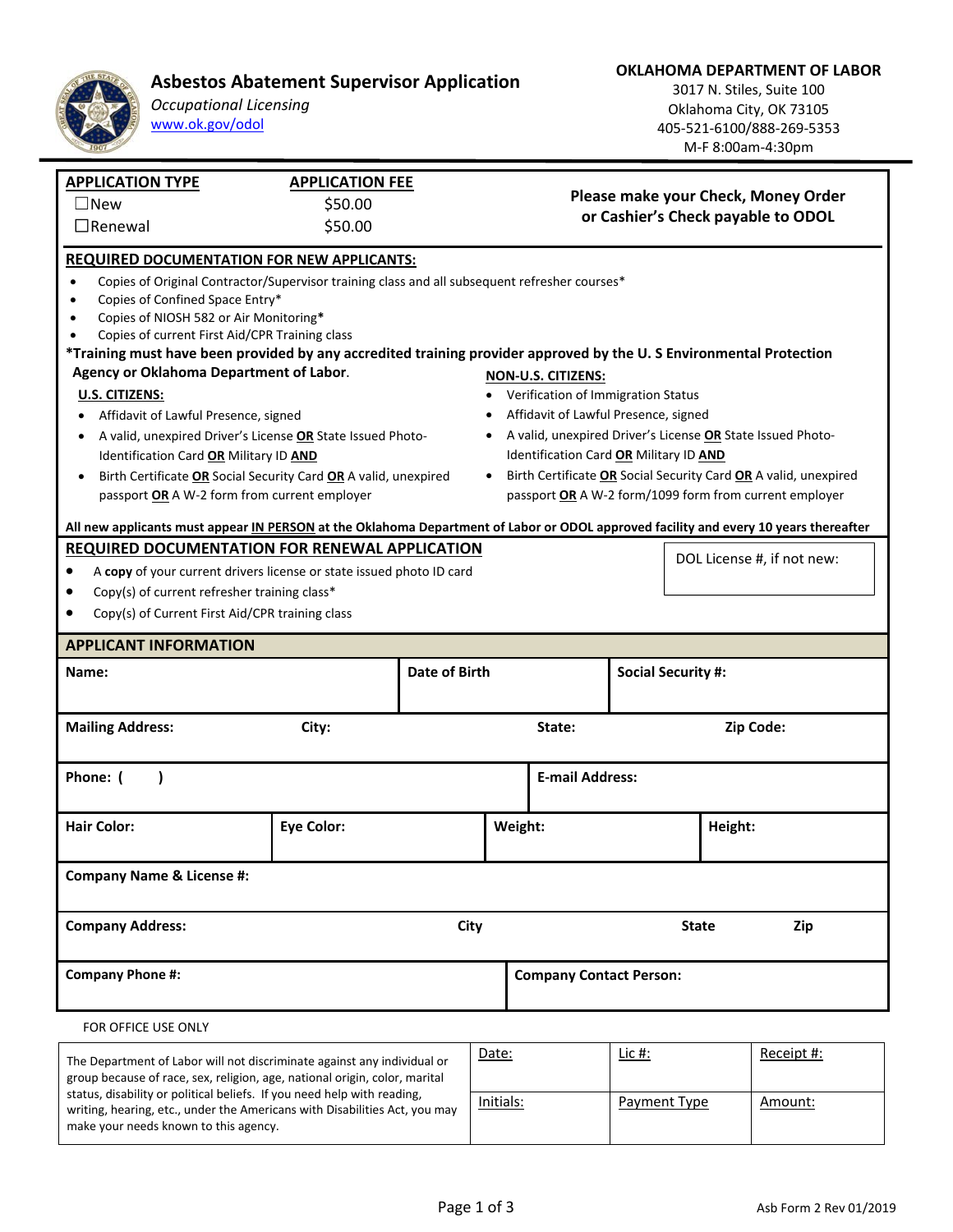# Asbestos Abatement Supervisor Application

*Occupational Licensing*
www.ok.gov/odol

**OKLAHOMA DEPARTMENT OF LABOR**
3017 N. Stiles, Suite 100
Oklahoma City, OK 73105
405-521-6100/888-269-5353
M-F 8:00am-4:30pm

| APPLICATION TYPE | APPLICATION FEE |
|---|---|
| ☐New | $50.00 |
| ☐Renewal | $50.00 |

**Please make your Check, Money Order or Cashier's Check payable to ODOL**

## REQUIRED DOCUMENTATION FOR NEW APPLICANTS:

- Copies of Original Contractor/Supervisor training class and all subsequent refresher courses*
- Copies of Confined Space Entry*
- Copies of NIOSH 582 or Air Monitoring*
- Copies of current First Aid/CPR Training class

**\*Training must have been provided by any accredited training provider approved by the U. S Environmental Protection Agency or Oklahoma Department of Labor.**

**U.S. CITIZENS:**

- Affidavit of Lawful Presence, signed
- A valid, unexpired Driver's License **OR** State Issued Photo-Identification Card **OR** Military ID **AND**
- Birth Certificate **OR** Social Security Card **OR** A valid, unexpired passport **OR** A W-2 form from current employer

**NON-U.S. CITIZENS:**

- Verification of Immigration Status
- Affidavit of Lawful Presence, signed
- A valid, unexpired Driver's License **OR** State Issued Photo-Identification Card **OR** Military ID **AND**
- Birth Certificate **OR** Social Security Card **OR** A valid, unexpired passport **OR** A W-2 form/1099 form from current employer

**All new applicants must appear IN PERSON at the Oklahoma Department of Labor or ODOL approved facility and every 10 years thereafter**

## REQUIRED DOCUMENTATION FOR RENEWAL APPLICATION

- A **copy** of your current drivers license or state issued photo ID card
- Copy(s) of current refresher training class*
- Copy(s) of Current First Aid/CPR training class

DOL License #, if not new:

## APPLICANT INFORMATION

| Name: | Date of Birth | Social Security #: | |
|---|---|---|---|
| **Mailing Address:** | **City:** | **State:** | **Zip Code:** |
| **Phone: (     )** | | **E-mail Address:** | |
| **Hair Color:** | **Eye Color:** | **Weight:** | **Height:** |
| **Company Name & License #:** | | | |
| **Company Address:** | **City** | **State** | **Zip** |
| **Company Phone #:** | | **Company Contact Person:** | |

FOR OFFICE USE ONLY

| The Department of Labor will not discriminate against any individual or group because of race, sex, religion, age, national origin, color, marital status, disability or political beliefs. If you need help with reading, writing, hearing, etc., under the Americans with Disabilities Act, you may make your needs known to this agency. | Date: | Lic #: | Receipt #: |
|---|---|---|---|
| | Initials: | Payment Type | Amount: |

Asb Form 2 Rev 01/2019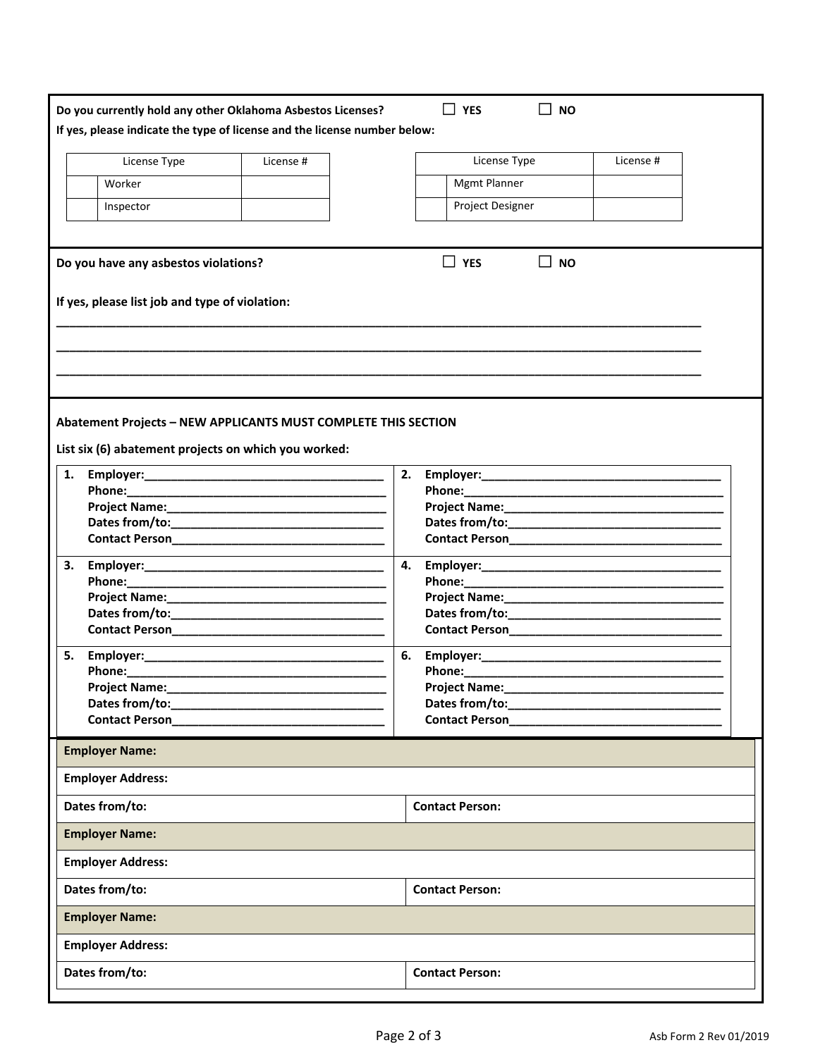**Do you currently hold any other Oklahoma Asbestos Licenses?** ☐ **YES** ☐ **NO**

**If yes, please indicate the type of license and the license number below:**

| | License Type | License # |
|---|---|---|
| | Worker | |
| | Inspector | |

| | License Type | License # |
|---|---|---|
| | Mgmt Planner | |
| | Project Designer | |

**Do you have any asbestos violations?** ☐ **YES** ☐ **NO**

**If yes, please list job and type of violation:**

\_\_\_\_\_\_\_\_\_\_\_\_\_\_\_\_\_\_\_\_\_\_\_\_\_\_\_\_\_\_\_\_\_\_\_\_\_\_\_\_\_\_\_\_\_\_\_\_\_\_\_\_\_\_\_\_\_\_\_\_\_\_\_\_\_\_\_\_\_\_\_\_\_\_\_\_

\_\_\_\_\_\_\_\_\_\_\_\_\_\_\_\_\_\_\_\_\_\_\_\_\_\_\_\_\_\_\_\_\_\_\_\_\_\_\_\_\_\_\_\_\_\_\_\_\_\_\_\_\_\_\_\_\_\_\_\_\_\_\_\_\_\_\_\_\_\_\_\_\_\_\_\_

\_\_\_\_\_\_\_\_\_\_\_\_\_\_\_\_\_\_\_\_\_\_\_\_\_\_\_\_\_\_\_\_\_\_\_\_\_\_\_\_\_\_\_\_\_\_\_\_\_\_\_\_\_\_\_\_\_\_\_\_\_\_\_\_\_\_\_\_\_\_\_\_\_\_\_\_

**Abatement Projects – NEW APPLICANTS MUST COMPLETE THIS SECTION**

**List six (6) abatement projects on which you worked:**

| | |
|---|---|
| **1. Employer:**\_\_\_\_\_\_\_\_\_\_<br>**Phone:**\_\_\_\_\_\_\_\_\_\_<br>**Project Name:**\_\_\_\_\_\_\_\_\_\_<br>**Dates from/to:**\_\_\_\_\_\_\_\_\_\_<br>**Contact Person**\_\_\_\_\_\_\_\_\_\_ | **2. Employer:**\_\_\_\_\_\_\_\_\_\_<br>**Phone:**\_\_\_\_\_\_\_\_\_\_<br>**Project Name:**\_\_\_\_\_\_\_\_\_\_<br>**Dates from/to:**\_\_\_\_\_\_\_\_\_\_<br>**Contact Person**\_\_\_\_\_\_\_\_\_\_ |
| **3. Employer:**\_\_\_\_\_\_\_\_\_\_<br>**Phone:**\_\_\_\_\_\_\_\_\_\_<br>**Project Name:**\_\_\_\_\_\_\_\_\_\_<br>**Dates from/to:**\_\_\_\_\_\_\_\_\_\_<br>**Contact Person**\_\_\_\_\_\_\_\_\_\_ | **4. Employer:**\_\_\_\_\_\_\_\_\_\_<br>**Phone:**\_\_\_\_\_\_\_\_\_\_<br>**Project Name:**\_\_\_\_\_\_\_\_\_\_<br>**Dates from/to:**\_\_\_\_\_\_\_\_\_\_<br>**Contact Person**\_\_\_\_\_\_\_\_\_\_ |
| **5. Employer:**\_\_\_\_\_\_\_\_\_\_<br>**Phone:**\_\_\_\_\_\_\_\_\_\_<br>**Project Name:**\_\_\_\_\_\_\_\_\_\_<br>**Dates from/to:**\_\_\_\_\_\_\_\_\_\_<br>**Contact Person**\_\_\_\_\_\_\_\_\_\_ | **6. Employer:**\_\_\_\_\_\_\_\_\_\_<br>**Phone:**\_\_\_\_\_\_\_\_\_\_<br>**Project Name:**\_\_\_\_\_\_\_\_\_\_<br>**Dates from/to:**\_\_\_\_\_\_\_\_\_\_<br>**Contact Person**\_\_\_\_\_\_\_\_\_\_ |

| **Employer Name:** | |
|---|---|
| **Employer Address:** | |
| **Dates from/to:** | **Contact Person:** |
| **Employer Name:** | |
| **Employer Address:** | |
| **Dates from/to:** | **Contact Person:** |
| **Employer Name:** | |
| **Employer Address:** | |
| **Dates from/to:** | **Contact Person:** |

Asb Form 2 Rev 01/2019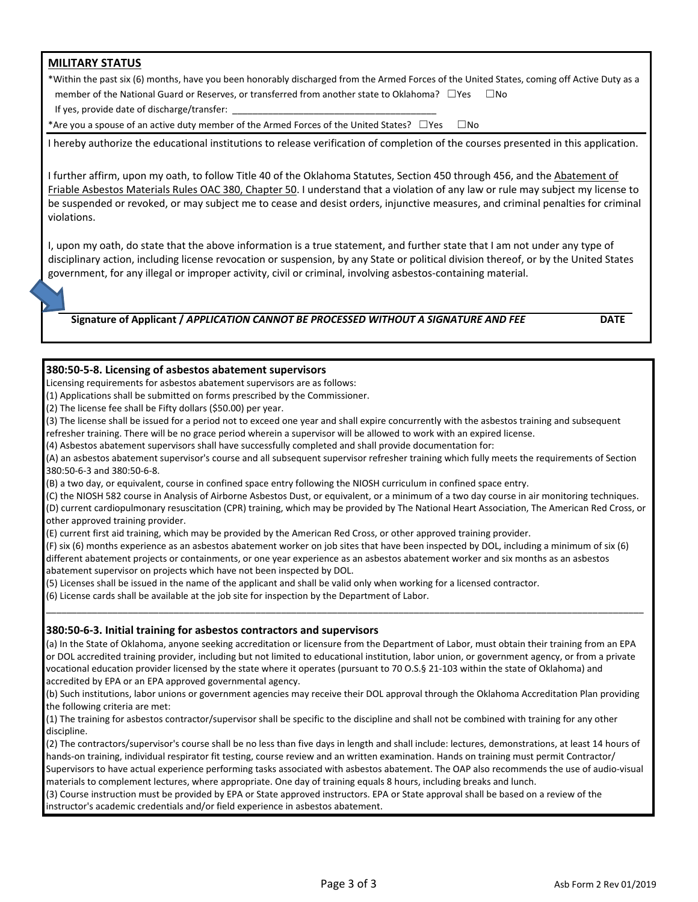**MILITARY STATUS**

*Within the past six (6) months, have you been honorably discharged from the Armed Forces of the United States, coming off Active Duty as a member of the National Guard or Reserves, or transferred from another state to Oklahoma? ☐Yes ☐No

If yes, provide date of discharge/transfer: ________________________________________

*Are you a spouse of an active duty member of the Armed Forces of the United States? ☐Yes ☐No

I hereby authorize the educational institutions to release verification of completion of the courses presented in this application.

I further affirm, upon my oath, to follow Title 40 of the Oklahoma Statutes, Section 450 through 456, and the Abatement of Friable Asbestos Materials Rules OAC 380, Chapter 50. I understand that a violation of any law or rule may subject my license to be suspended or revoked, or may subject me to cease and desist orders, injunctive measures, and criminal penalties for criminal violations.

I, upon my oath, do state that the above information is a true statement, and further state that I am not under any type of disciplinary action, including license revocation or suspension, by any State or political division thereof, or by the United States government, for any illegal or improper activity, civil or criminal, involving asbestos-containing material.

______________________________________________________________________________

**Signature of Applicant / *APPLICATION CANNOT BE PROCESSED WITHOUT A SIGNATURE AND FEE*** **DATE**

**380:50-5-8. Licensing of asbestos abatement supervisors**

Licensing requirements for asbestos abatement supervisors are as follows:

(1) Applications shall be submitted on forms prescribed by the Commissioner.

(2) The license fee shall be Fifty dollars ($50.00) per year.

(3) The license shall be issued for a period not to exceed one year and shall expire concurrently with the asbestos training and subsequent refresher training. There will be no grace period wherein a supervisor will be allowed to work with an expired license.

(4) Asbestos abatement supervisors shall have successfully completed and shall provide documentation for:

(A) an asbestos abatement supervisor's course and all subsequent supervisor refresher training which fully meets the requirements of Section 380:50-6-3 and 380:50-6-8.

(B) a two day, or equivalent, course in confined space entry following the NIOSH curriculum in confined space entry.

(C) the NIOSH 582 course in Analysis of Airborne Asbestos Dust, or equivalent, or a minimum of a two day course in air monitoring techniques.

(D) current cardiopulmonary resuscitation (CPR) training, which may be provided by The National Heart Association, The American Red Cross, or other approved training provider.

(E) current first aid training, which may be provided by the American Red Cross, or other approved training provider.

(F) six (6) months experience as an asbestos abatement worker on job sites that have been inspected by DOL, including a minimum of six (6) different abatement projects or containments, or one year experience as an asbestos abatement worker and six months as an asbestos abatement supervisor on projects which have not been inspected by DOL.

(5) Licenses shall be issued in the name of the applicant and shall be valid only when working for a licensed contractor.

(6) License cards shall be available at the job site for inspection by the Department of Labor.

---

**380:50-6-3. Initial training for asbestos contractors and supervisors**

(a) In the State of Oklahoma, anyone seeking accreditation or licensure from the Department of Labor, must obtain their training from an EPA or DOL accredited training provider, including but not limited to educational institution, labor union, or government agency, or from a private vocational education provider licensed by the state where it operates (pursuant to 70 O.S.§ 21-103 within the state of Oklahoma) and accredited by EPA or an EPA approved governmental agency.

(b) Such institutions, labor unions or government agencies may receive their DOL approval through the Oklahoma Accreditation Plan providing the following criteria are met:

(1) The training for asbestos contractor/supervisor shall be specific to the discipline and shall not be combined with training for any other discipline.

(2) The contractors/supervisor's course shall be no less than five days in length and shall include: lectures, demonstrations, at least 14 hours of hands-on training, individual respirator fit testing, course review and an written examination. Hands on training must permit Contractor/ Supervisors to have actual experience performing tasks associated with asbestos abatement. The OAP also recommends the use of audio-visual materials to complement lectures, where appropriate. One day of training equals 8 hours, including breaks and lunch.

(3) Course instruction must be provided by EPA or State approved instructors. EPA or State approval shall be based on a review of the instructor's academic credentials and/or field experience in asbestos abatement.

Asb Form 2 Rev 01/2019